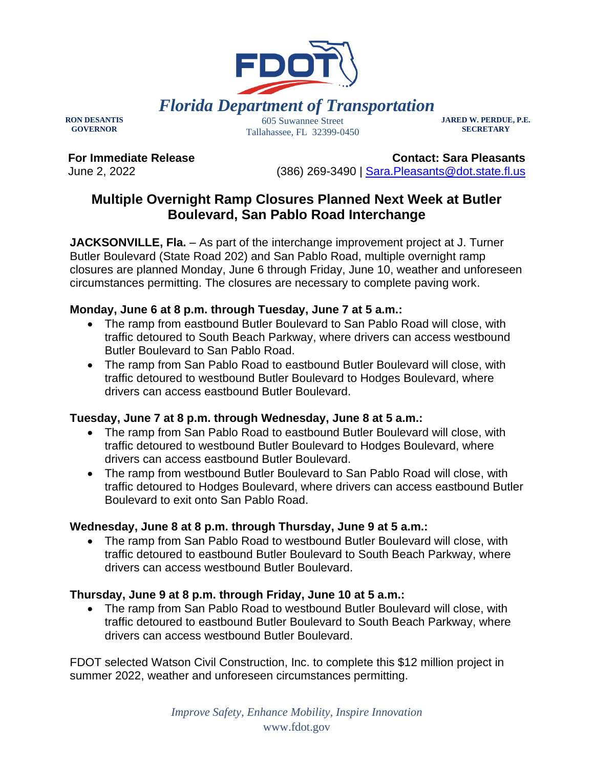**Florida Department of Transportation**

**RON DESANTIS**
**GOVERNOR**

605 Suwannee Street
Tallahassee, FL 32399-0450

**JARED W. PERDUE, P.E.**
**SECRETARY**

**For Immediate Release**
June 2, 2022

**Contact: Sara Pleasants**
(386) 269-3490 | Sara.Pleasants@dot.state.fl.us

# Multiple Overnight Ramp Closures Planned Next Week at Butler Boulevard, San Pablo Road Interchange

**JACKSONVILLE, Fla.** – As part of the interchange improvement project at J. Turner Butler Boulevard (State Road 202) and San Pablo Road, multiple overnight ramp closures are planned Monday, June 6 through Friday, June 10, weather and unforeseen circumstances permitting. The closures are necessary to complete paving work.

**Monday, June 6 at 8 p.m. through Tuesday, June 7 at 5 a.m.:**

- The ramp from eastbound Butler Boulevard to San Pablo Road will close, with traffic detoured to South Beach Parkway, where drivers can access westbound Butler Boulevard to San Pablo Road.
- The ramp from San Pablo Road to eastbound Butler Boulevard will close, with traffic detoured to westbound Butler Boulevard to Hodges Boulevard, where drivers can access eastbound Butler Boulevard.

**Tuesday, June 7 at 8 p.m. through Wednesday, June 8 at 5 a.m.:**

- The ramp from San Pablo Road to eastbound Butler Boulevard will close, with traffic detoured to westbound Butler Boulevard to Hodges Boulevard, where drivers can access eastbound Butler Boulevard.
- The ramp from westbound Butler Boulevard to San Pablo Road will close, with traffic detoured to Hodges Boulevard, where drivers can access eastbound Butler Boulevard to exit onto San Pablo Road.

**Wednesday, June 8 at 8 p.m. through Thursday, June 9 at 5 a.m.:**

- The ramp from San Pablo Road to westbound Butler Boulevard will close, with traffic detoured to eastbound Butler Boulevard to South Beach Parkway, where drivers can access westbound Butler Boulevard.

**Thursday, June 9 at 8 p.m. through Friday, June 10 at 5 a.m.:**

- The ramp from San Pablo Road to westbound Butler Boulevard will close, with traffic detoured to eastbound Butler Boulevard to South Beach Parkway, where drivers can access westbound Butler Boulevard.

FDOT selected Watson Civil Construction, Inc. to complete this $12 million project in summer 2022, weather and unforeseen circumstances permitting.

*Improve Safety, Enhance Mobility, Inspire Innovation*
www.fdot.gov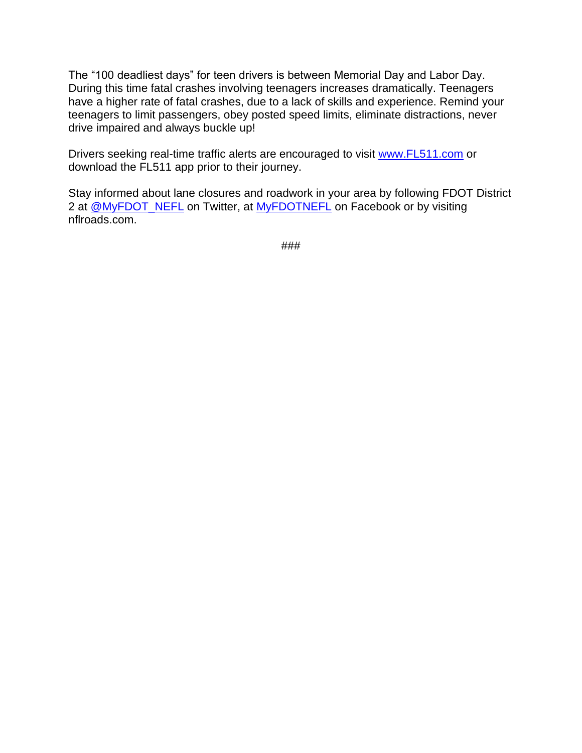The "100 deadliest days" for teen drivers is between Memorial Day and Labor Day. During this time fatal crashes involving teenagers increases dramatically. Teenagers have a higher rate of fatal crashes, due to a lack of skills and experience. Remind your teenagers to limit passengers, obey posted speed limits, eliminate distractions, never drive impaired and always buckle up!

Drivers seeking real-time traffic alerts are encouraged to visit [www.FL511.com](http://www.FL511.com) or download the FL511 app prior to their journey.

Stay informed about lane closures and roadwork in your area by following FDOT District 2 at @MyFDOT_NEFL on Twitter, at MyFDOTNEFL on Facebook or by visiting nflroads.com.

###